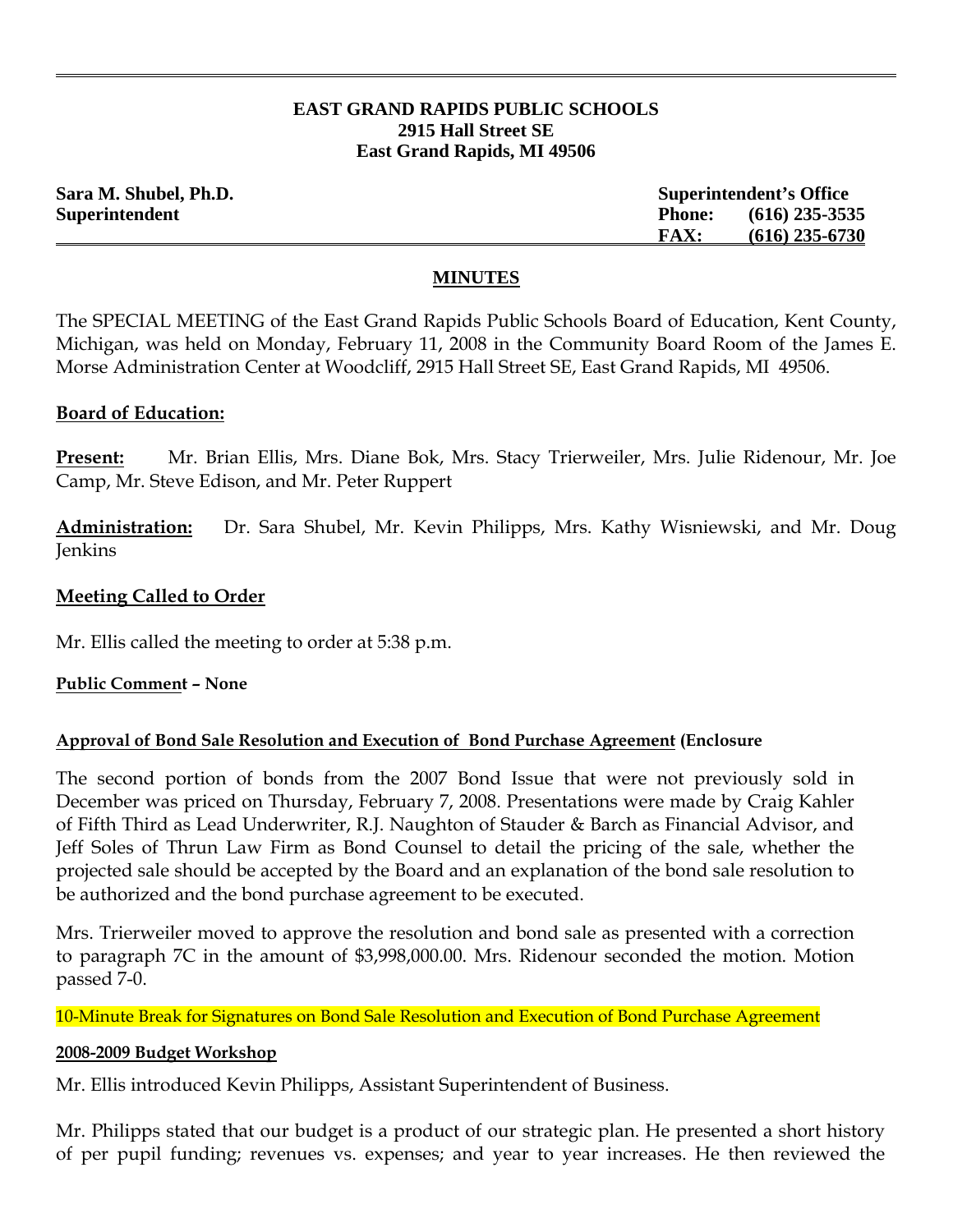**EAST GRAND RAPIDS PUBLIC SCHOOLS**
**2915 Hall Street SE**
**East Grand Rapids, MI 49506**

| **Sara M. Shubel, Ph.D.** | **Superintendent's Office** |
|---|---|
| **Superintendent** | **Phone: (616) 235-3535** |
| | **FAX: (616) 235-6730** |

## MINUTES

The SPECIAL MEETING of the East Grand Rapids Public Schools Board of Education, Kent County, Michigan, was held on Monday, February 11, 2008 in the Community Board Room of the James E. Morse Administration Center at Woodcliff, 2915 Hall Street SE, East Grand Rapids, MI 49506.

**Board of Education:**

**Present:** Mr. Brian Ellis, Mrs. Diane Bok, Mrs. Stacy Trierweiler, Mrs. Julie Ridenour, Mr. Joe Camp, Mr. Steve Edison, and Mr. Peter Ruppert

**Administration:** Dr. Sara Shubel, Mr. Kevin Philipps, Mrs. Kathy Wisniewski, and Mr. Doug Jenkins

**Meeting Called to Order**

Mr. Ellis called the meeting to order at 5:38 p.m.

**Public Comment – None**

**Approval of Bond Sale Resolution and Execution of Bond Purchase Agreement (Enclosure**

The second portion of bonds from the 2007 Bond Issue that were not previously sold in December was priced on Thursday, February 7, 2008. Presentations were made by Craig Kahler of Fifth Third as Lead Underwriter, R.J. Naughton of Stauder & Barch as Financial Advisor, and Jeff Soles of Thrun Law Firm as Bond Counsel to detail the pricing of the sale, whether the projected sale should be accepted by the Board and an explanation of the bond sale resolution to be authorized and the bond purchase agreement to be executed.

Mrs. Trierweiler moved to approve the resolution and bond sale as presented with a correction to paragraph 7C in the amount of $3,998,000.00. Mrs. Ridenour seconded the motion. Motion passed 7-0.

10-Minute Break for Signatures on Bond Sale Resolution and Execution of Bond Purchase Agreement

**2008-2009 Budget Workshop**

Mr. Ellis introduced Kevin Philipps, Assistant Superintendent of Business.

Mr. Philipps stated that our budget is a product of our strategic plan. He presented a short history of per pupil funding; revenues vs. expenses; and year to year increases. He then reviewed the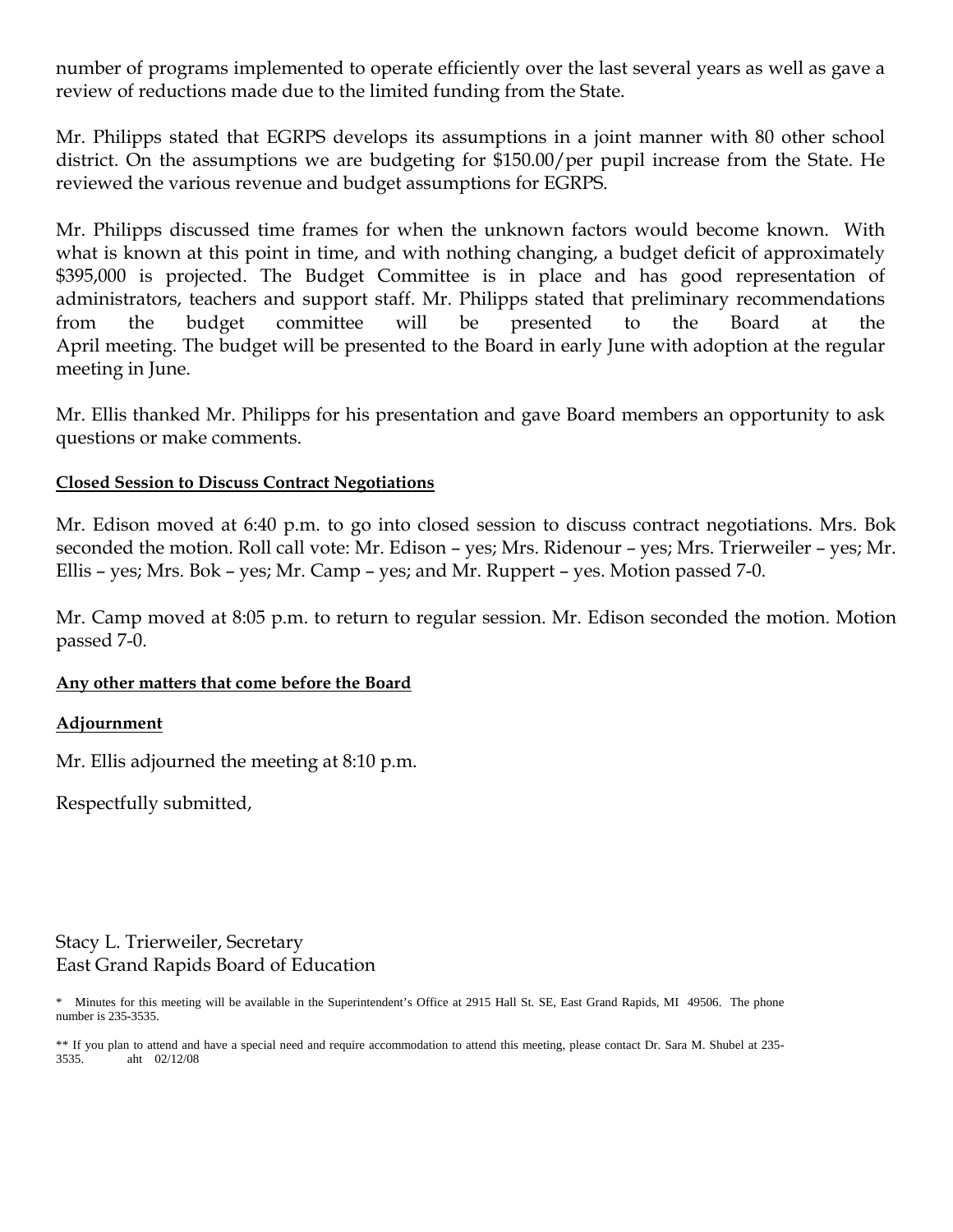number of programs implemented to operate efficiently over the last several years as well as gave a review of reductions made due to the limited funding from the State.

Mr. Philipps stated that EGRPS develops its assumptions in a joint manner with 80 other school district. On the assumptions we are budgeting for $150.00/per pupil increase from the State. He reviewed the various revenue and budget assumptions for EGRPS.

Mr. Philipps discussed time frames for when the unknown factors would become known. With what is known at this point in time, and with nothing changing, a budget deficit of approximately $395,000 is projected. The Budget Committee is in place and has good representation of administrators, teachers and support staff. Mr. Philipps stated that preliminary recommendations from the budget committee will be presented to the Board at the April meeting. The budget will be presented to the Board in early June with adoption at the regular meeting in June.

Mr. Ellis thanked Mr. Philipps for his presentation and gave Board members an opportunity to ask questions or make comments.

**Closed Session to Discuss Contract Negotiations**

Mr. Edison moved at 6:40 p.m. to go into closed session to discuss contract negotiations. Mrs. Bok seconded the motion. Roll call vote: Mr. Edison – yes; Mrs. Ridenour – yes; Mrs. Trierweiler – yes; Mr. Ellis – yes; Mrs. Bok – yes; Mr. Camp – yes; and Mr. Ruppert – yes. Motion passed 7-0.

Mr. Camp moved at 8:05 p.m. to return to regular session. Mr. Edison seconded the motion. Motion passed 7-0.

**Any other matters that come before the Board**

**Adjournment**

Mr. Ellis adjourned the meeting at 8:10 p.m.

Respectfully submitted,

Stacy L. Trierweiler, Secretary
East Grand Rapids Board of Education

\* Minutes for this meeting will be available in the Superintendent's Office at 2915 Hall St. SE, East Grand Rapids, MI 49506. The phone number is 235-3535.

\*\* If you plan to attend and have a special need and require accommodation to attend this meeting, please contact Dr. Sara M. Shubel at 235-3535. aht 02/12/08